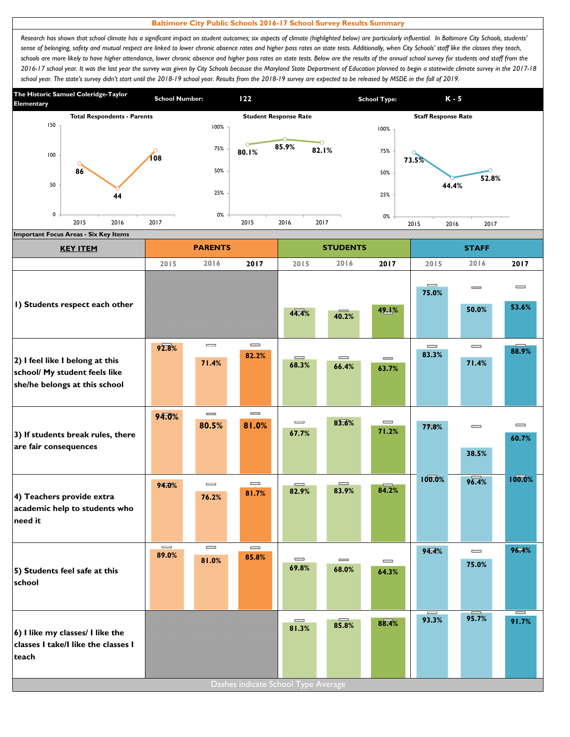# Baltimore City Public Schools 2016-17 School Survey Results Summary

*Research has shown that school climate has a significant impact on student outcomes; six aspects of climate (highlighted below) are particularly influential. In Baltimore City Schools, students' sense of belonging, safety and mutual respect are linked to lower chronic absence rates and higher pass rates on state tests. Additionally, when City Schools' staff like the classes they teach, schools are more likely to have higher attendance, lower chronic absence and higher pass rates on state tests. Below are the results of the annual school survey for students and staff from the 2016-17 school year. It was the last year the survey was given by City Schools because the Maryland State Department of Education planned to begin a statewide climate survey in the 2017-18 school year. The state's survey didn't start until the 2018-19 school year. Results from the 2018-19 survey are expected to be released by MSDE in the fall of 2019.*

**The Historic Samuel Coleridge-Taylor Elementary** | **School Number:** 122 | **School Type:** K - 5

| | 2015 | 2016 | 2017 |
|---|---|---|---|
| Total Respondents - Parents | 86 | 44 | 108 |
| Student Response Rate | 80.1% | 85.9% | 82.1% |
| Staff Response Rate | 73.5% | 44.4% | 52.8% |

## Important Focus Areas - Six Key Items

| KEY ITEM | PARENTS 2015 | PARENTS 2016 | PARENTS 2017 | STUDENTS 2015 | STUDENTS 2016 | STUDENTS 2017 | STAFF 2015 | STAFF 2016 | STAFF 2017 |
|---|---|---|---|---|---|---|---|---|---|
| 1) Students respect each other | | | | 44.4% | 40.2% | 49.1% | 75.0% | 50.0% | 53.6% |
| 2) I feel like I belong at this school/ My student feels like she/he belongs at this school | 92.8% | 71.4% | 82.2% | 68.3% | 66.4% | 63.7% | 83.3% | 71.4% | 88.9% |
| 3) If students break rules, there are fair consequences | 94.0% | 80.5% | 81.0% | 67.7% | 83.6% | 71.2% | 77.8% | 38.5% | 60.7% |
| 4) Teachers provide extra academic help to students who need it | 94.0% | 76.2% | 81.7% | 82.9% | 83.9% | 84.2% | 100.0% | 96.4% | 100.0% |
| 5) Students feel safe at this school | 89.0% | 81.0% | 85.8% | 69.8% | 68.0% | 64.3% | 94.4% | 75.0% | 96.4% |
| 6) I like my classes/ I like the classes I take/I like the classes I teach | | | | 81.3% | 85.8% | 88.4% | 93.3% | 95.7% | 91.7% |

Dashes indicate School Type Average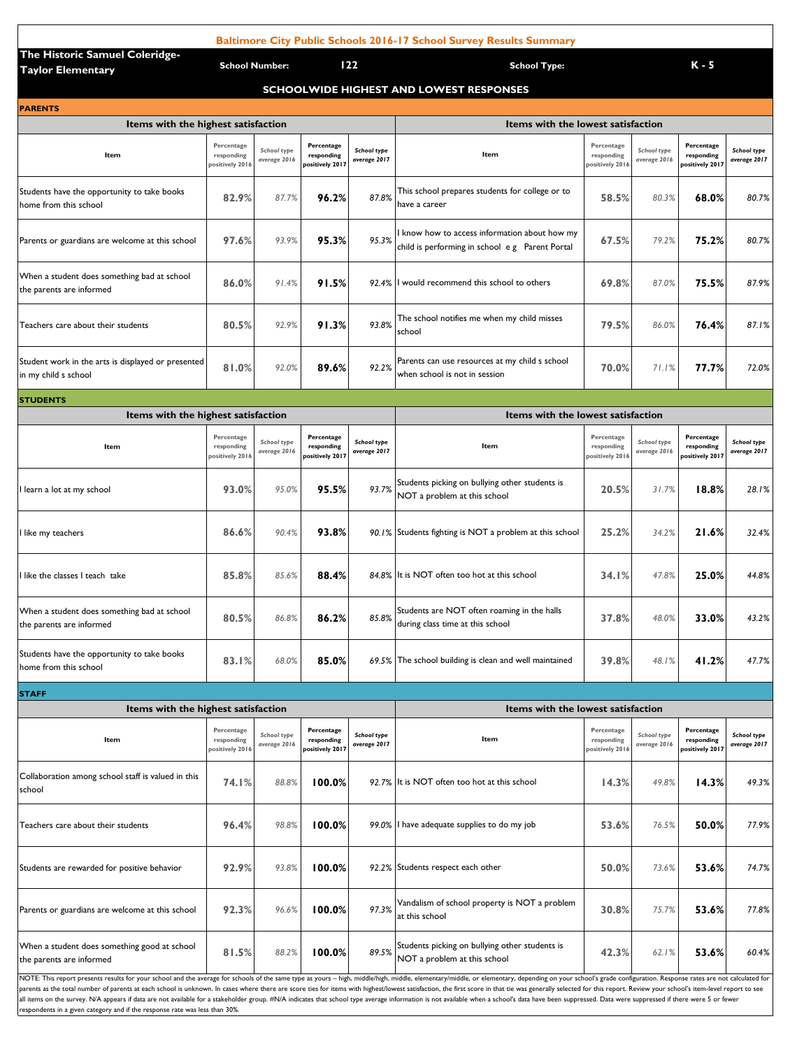# Baltimore City Public Schools 2016-17 School Survey Results Summary

**The Historic Samuel Coleridge-Taylor Elementary** | **School Number:** 122 | **School Type:** K - 5

## SCHOOLWIDE HIGHEST AND LOWEST RESPONSES

### PARENTS

| Items with the highest satisfaction | | | | | Items with the lowest satisfaction | | | | |
|---|---|---|---|---|---|---|---|---|---|
| Item | Percentage responding positively 2016 | School type average 2016 | Percentage responding positively 2017 | School type average 2017 | Item | Percentage responding positively 2016 | School type average 2016 | Percentage responding positively 2017 | School type average 2017 |
| Students have the opportunity to take books home from this school | 82.9% | 87.7% | 96.2% | 87.8% | This school prepares students for college or to have a career | 58.5% | 80.3% | 68.0% | 80.7% |
| Parents or guardians are welcome at this school | 97.6% | 93.9% | 95.3% | 95.3% | I know how to access information about how my child is performing in school e g Parent Portal | 67.5% | 79.2% | 75.2% | 80.7% |
| When a student does something bad at school the parents are informed | 86.0% | 91.4% | 91.5% | 92.4% | I would recommend this school to others | 69.8% | 87.0% | 75.5% | 87.9% |
| Teachers care about their students | 80.5% | 92.9% | 91.3% | 93.8% | The school notifies me when my child misses school | 79.5% | 86.0% | 76.4% | 87.1% |
| Student work in the arts is displayed or presented in my child s school | 81.0% | 92.0% | 89.6% | 92.2% | Parents can use resources at my child s school when school is not in session | 70.0% | 71.1% | 77.7% | 72.0% |

### STUDENTS

| Items with the highest satisfaction | | | | | Items with the lowest satisfaction | | | | |
|---|---|---|---|---|---|---|---|---|---|
| Item | Percentage responding positively 2016 | School type average 2016 | Percentage responding positively 2017 | School type average 2017 | Item | Percentage responding positively 2016 | School type average 2016 | Percentage responding positively 2017 | School type average 2017 |
| I learn a lot at my school | 93.0% | 95.0% | 95.5% | 93.7% | Students picking on bullying other students is NOT a problem at this school | 20.5% | 31.7% | 18.8% | 28.1% |
| I like my teachers | 86.6% | 90.4% | 93.8% | 90.1% | Students fighting is NOT a problem at this school | 25.2% | 34.2% | 21.6% | 32.4% |
| I like the classes I teach take | 85.8% | 85.6% | 88.4% | 84.8% | It is NOT often too hot at this school | 34.1% | 47.8% | 25.0% | 44.8% |
| When a student does something bad at school the parents are informed | 80.5% | 86.8% | 86.2% | 85.8% | Students are NOT often roaming in the halls during class time at this school | 37.8% | 48.0% | 33.0% | 43.2% |
| Students have the opportunity to take books home from this school | 83.1% | 68.0% | 85.0% | 69.5% | The school building is clean and well maintained | 39.8% | 48.1% | 41.2% | 47.7% |

### STAFF

| Items with the highest satisfaction | | | | | Items with the lowest satisfaction | | | | |
|---|---|---|---|---|---|---|---|---|---|
| Item | Percentage responding positively 2016 | School type average 2016 | Percentage responding positively 2017 | School type average 2017 | Item | Percentage responding positively 2016 | School type average 2016 | Percentage responding positively 2017 | School type average 2017 |
| Collaboration among school staff is valued in this school | 74.1% | 88.8% | 100.0% | 92.7% | It is NOT often too hot at this school | 14.3% | 49.8% | 14.3% | 49.3% |
| Teachers care about their students | 96.4% | 98.8% | 100.0% | 99.0% | I have adequate supplies to do my job | 53.6% | 76.5% | 50.0% | 77.9% |
| Students are rewarded for positive behavior | 92.9% | 93.8% | 100.0% | 92.2% | Students respect each other | 50.0% | 73.6% | 53.6% | 74.7% |
| Parents or guardians are welcome at this school | 92.3% | 96.6% | 100.0% | 97.3% | Vandalism of school property is NOT a problem at this school | 30.8% | 75.7% | 53.6% | 77.8% |
| When a student does something good at school the parents are informed | 81.5% | 88.2% | 100.0% | 89.5% | Students picking on bullying other students is NOT a problem at this school | 42.3% | 62.1% | 53.6% | 60.4% |

NOTE: This report presents results for your school and the average for schools of the same type as yours – high, middle/high, middle, elementary/middle, or elementary, depending on your school's grade configuration. Response rates are not calculated for parents as the total number of parents at each school is unknown. In cases where there are score ties for items with highest/lowest satisfaction, the first score in that tie was generally selected for this report. Review your school's item-level report to see all items on the survey. N/A appears if data are not available for a stakeholder group. #N/A indicates that school type average information is not available when a school's data have been suppressed. Data were suppressed if there were 5 or fewer respondents in a given category and if the response rate was less than 30%.